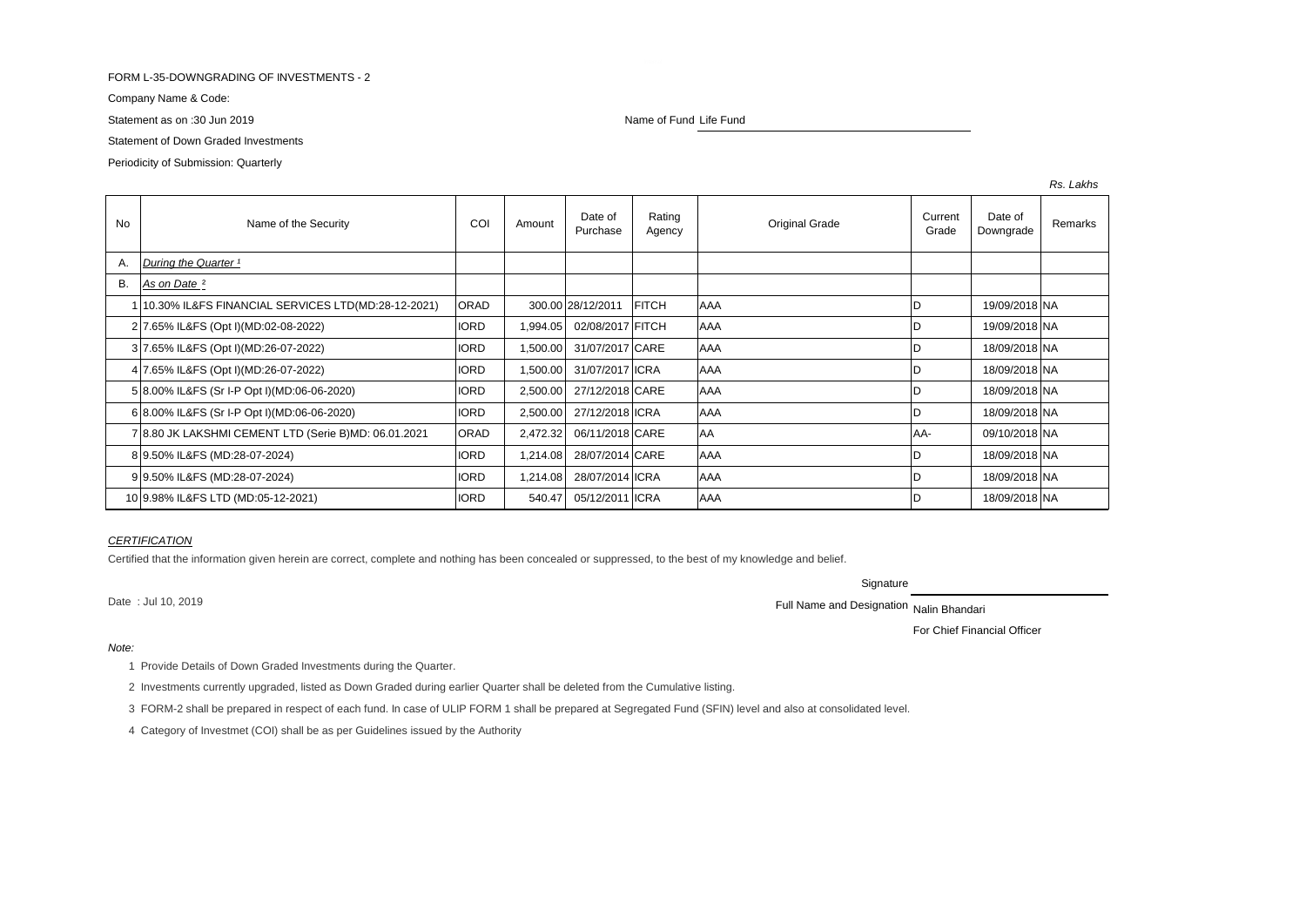FORM L-35-DOWNGRADING OF INVESTMENTS - 2

Company Name & Code:

Statement as on :30 Jun 2019

Name of Fund Life Fund

Statement of Down Graded Investments

Periodicity of Submission: Quarterly

*Rs. Lakhs*

| No | Name of the Security | COI | Amount | Date of Purchase | Rating Agency | Original Grade | Current Grade | Date of Downgrade | Remarks |
|---|---|---|---|---|---|---|---|---|---|
| A. | *During the Quarter [1]* | | | | | | | | |
| B. | *As on Date [2]* | | | | | | | | |
| 1 | 10.30% IL&FS FINANCIAL SERVICES LTD(MD:28-12-2021) | ORAD | 300.00 | 28/12/2011 | FITCH | AAA | D | 19/09/2018 | NA |
| 2 | 7.65% IL&FS (Opt I)(MD:02-08-2022) | IORD | 1,994.05 | 02/08/2017 | FITCH | AAA | D | 19/09/2018 | NA |
| 3 | 7.65% IL&FS (Opt I)(MD:26-07-2022) | IORD | 1,500.00 | 31/07/2017 | CARE | AAA | D | 18/09/2018 | NA |
| 4 | 7.65% IL&FS (Opt I)(MD:26-07-2022) | IORD | 1,500.00 | 31/07/2017 | ICRA | AAA | D | 18/09/2018 | NA |
| 5 | 8.00% IL&FS (Sr I-P Opt I)(MD:06-06-2020) | IORD | 2,500.00 | 27/12/2018 | CARE | AAA | D | 18/09/2018 | NA |
| 6 | 8.00% IL&FS (Sr I-P Opt I)(MD:06-06-2020) | IORD | 2,500.00 | 27/12/2018 | ICRA | AAA | D | 18/09/2018 | NA |
| 7 | 8.80 JK LAKSHMI CEMENT LTD (Serie B)MD: 06.01.2021 | ORAD | 2,472.32 | 06/11/2018 | CARE | AA | AA- | 09/10/2018 | NA |
| 8 | 9.50% IL&FS (MD:28-07-2024) | IORD | 1,214.08 | 28/07/2014 | CARE | AAA | D | 18/09/2018 | NA |
| 9 | 9.50% IL&FS (MD:28-07-2024) | IORD | 1,214.08 | 28/07/2014 | ICRA | AAA | D | 18/09/2018 | NA |
| 10 | 9.98% IL&FS LTD (MD:05-12-2021) | IORD | 540.47 | 05/12/2011 | ICRA | AAA | D | 18/09/2018 | NA |

*CERTIFICATION*

Certified that the information given herein are correct, complete and nothing has been concealed or suppressed, to the best of my knowledge and belief.

Signature

Date : Jul 10, 2019

Full Name and Designation Nalin Bhandari

For Chief Financial Officer

*Note:*

1 Provide Details of Down Graded Investments during the Quarter.

2 Investments currently upgraded, listed as Down Graded during earlier Quarter shall be deleted from the Cumulative listing.

3 FORM-2 shall be prepared in respect of each fund. In case of ULIP FORM 1 shall be prepared at Segregated Fund (SFIN) level and also at consolidated level.

4 Category of Investmet (COI) shall be as per Guidelines issued by the Authority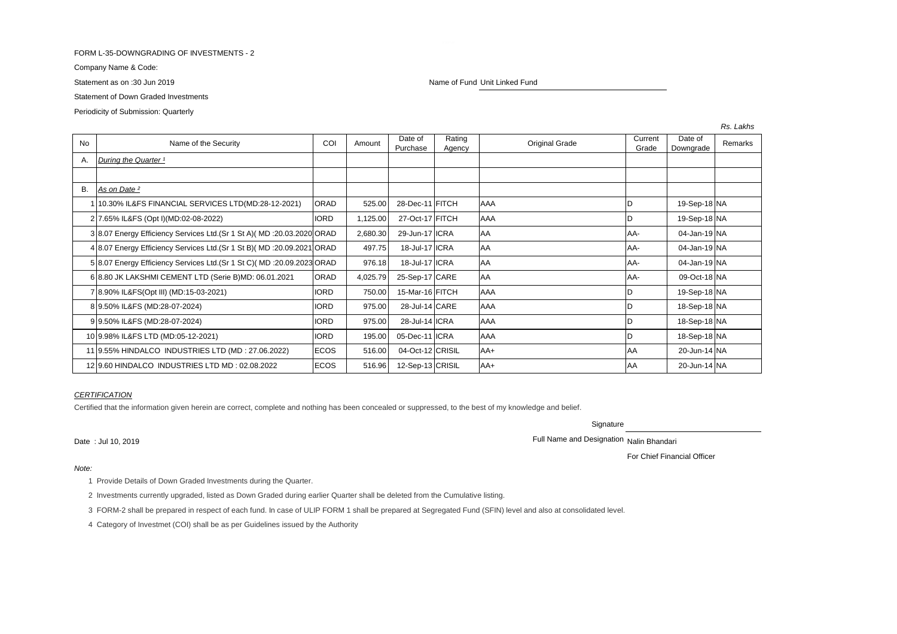FORM L-35-DOWNGRADING OF INVESTMENTS - 2

Company Name & Code:

Statement as on :30 Jun 2019

Name of Fund Unit Linked Fund

Statement of Down Graded Investments

Periodicity of Submission: Quarterly

*Rs. Lakhs*

| No | Name of the Security | COI | Amount | Date of Purchase | Rating Agency | Original Grade | Current Grade | Date of Downgrade | Remarks |
|---|---|---|---|---|---|---|---|---|---|
| A. | *During the Quarter [1]* | | | | | | | | |
| | | | | | | | | | |
| B. | *As on Date [2]* | | | | | | | | |
| 1 | 10.30% IL&FS FINANCIAL SERVICES LTD(MD:28-12-2021) | ORAD | 525.00 | 28-Dec-11 | FITCH | AAA | D | 19-Sep-18 | NA |
| 2 | 7.65% IL&FS (Opt I)(MD:02-08-2022) | IORD | 1,125.00 | 27-Oct-17 | FITCH | AAA | D | 19-Sep-18 | NA |
| 3 | 8.07 Energy Efficiency Services Ltd.(Sr 1 St A)( MD :20.03.2020 | ORAD | 2,680.30 | 29-Jun-17 | ICRA | AA | AA- | 04-Jan-19 | NA |
| 4 | 8.07 Energy Efficiency Services Ltd.(Sr 1 St B)( MD :20.09.2021 | ORAD | 497.75 | 18-Jul-17 | ICRA | AA | AA- | 04-Jan-19 | NA |
| 5 | 8.07 Energy Efficiency Services Ltd.(Sr 1 St C)( MD :20.09.2023 | ORAD | 976.18 | 18-Jul-17 | ICRA | AA | AA- | 04-Jan-19 | NA |
| 6 | 8.80 JK LAKSHMI CEMENT LTD (Serie B)MD: 06.01.2021 | ORAD | 4,025.79 | 25-Sep-17 | CARE | AA | AA- | 09-Oct-18 | NA |
| 7 | 8.90% IL&FS(Opt III) (MD:15-03-2021) | IORD | 750.00 | 15-Mar-16 | FITCH | AAA | D | 19-Sep-18 | NA |
| 8 | 9.50% IL&FS (MD:28-07-2024) | IORD | 975.00 | 28-Jul-14 | CARE | AAA | D | 18-Sep-18 | NA |
| 9 | 9.50% IL&FS (MD:28-07-2024) | IORD | 975.00 | 28-Jul-14 | ICRA | AAA | D | 18-Sep-18 | NA |
| 10 | 9.98% IL&FS LTD (MD:05-12-2021) | IORD | 195.00 | 05-Dec-11 | ICRA | AAA | D | 18-Sep-18 | NA |
| 11 | 9.55% HINDALCO INDUSTRIES LTD (MD : 27.06.2022) | ECOS | 516.00 | 04-Oct-12 | CRISIL | AA+ | AA | 20-Jun-14 | NA |
| 12 | 9.60 HINDALCO INDUSTRIES LTD MD : 02.08.2022 | ECOS | 516.96 | 12-Sep-13 | CRISIL | AA+ | AA | 20-Jun-14 | NA |

*CERTIFICATION*

Certified that the information given herein are correct, complete and nothing has been concealed or suppressed, to the best of my knowledge and belief.

Signature

Date : Jul 10, 2019

Full Name and Designation Nalin Bhandari

For Chief Financial Officer

*Note:*

1 Provide Details of Down Graded Investments during the Quarter.

2 Investments currently upgraded, listed as Down Graded during earlier Quarter shall be deleted from the Cumulative listing.

3 FORM-2 shall be prepared in respect of each fund. In case of ULIP FORM 1 shall be prepared at Segregated Fund (SFIN) level and also at consolidated level.

4 Category of Investmet (COI) shall be as per Guidelines issued by the Authority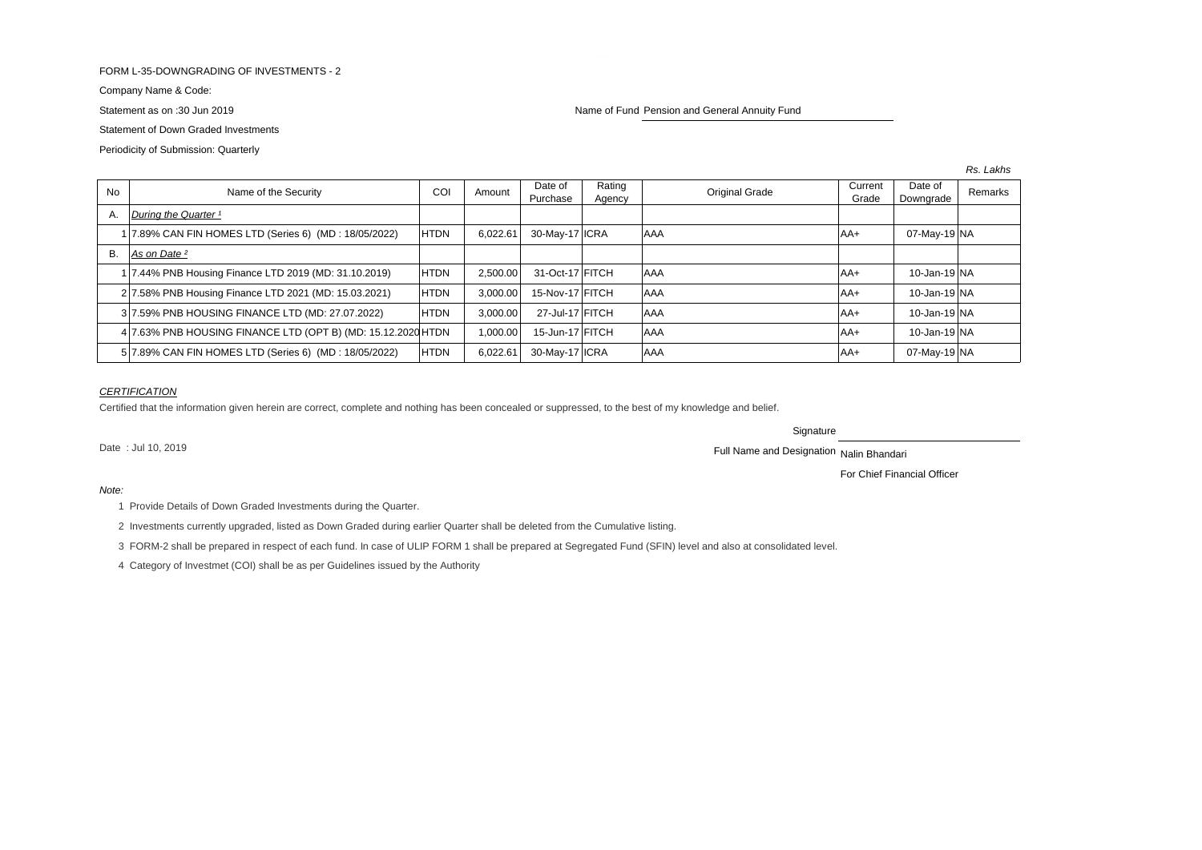FORM L-35-DOWNGRADING OF INVESTMENTS - 2

Company Name & Code:

Statement as on :30 Jun 2019

Name of Fund Pension and General Annuity Fund

Statement of Down Graded Investments

Periodicity of Submission: Quarterly

*Rs. Lakhs*

| No | Name of the Security | COI | Amount | Date of Purchase | Rating Agency | Original Grade | Current Grade | Date of Downgrade | Remarks |
|---|---|---|---|---|---|---|---|---|---|
| A. | *During the Quarter [1]* | | | | | | | | |
| 1 | 7.89% CAN FIN HOMES LTD (Series 6) (MD : 18/05/2022) | HTDN | 6,022.61 | 30-May-17 | ICRA | AAA | AA+ | 07-May-19 | NA |
| B. | *As on Date [2]* | | | | | | | | |
| 1 | 7.44% PNB Housing Finance LTD 2019 (MD: 31.10.2019) | HTDN | 2,500.00 | 31-Oct-17 | FITCH | AAA | AA+ | 10-Jan-19 | NA |
| 2 | 7.58% PNB Housing Finance LTD 2021 (MD: 15.03.2021) | HTDN | 3,000.00 | 15-Nov-17 | FITCH | AAA | AA+ | 10-Jan-19 | NA |
| 3 | 7.59% PNB HOUSING FINANCE LTD (MD: 27.07.2022) | HTDN | 3,000.00 | 27-Jul-17 | FITCH | AAA | AA+ | 10-Jan-19 | NA |
| 4 | 7.63% PNB HOUSING FINANCE LTD (OPT B) (MD: 15.12.2020 | HTDN | 1,000.00 | 15-Jun-17 | FITCH | AAA | AA+ | 10-Jan-19 | NA |
| 5 | 7.89% CAN FIN HOMES LTD (Series 6) (MD : 18/05/2022) | HTDN | 6,022.61 | 30-May-17 | ICRA | AAA | AA+ | 07-May-19 | NA |

*CERTIFICATION*

Certified that the information given herein are correct, complete and nothing has been concealed or suppressed, to the best of my knowledge and belief.

Signature

Date : Jul 10, 2019

Full Name and Designation Nalin Bhandari

For Chief Financial Officer

*Note:*

1 Provide Details of Down Graded Investments during the Quarter.

2 Investments currently upgraded, listed as Down Graded during earlier Quarter shall be deleted from the Cumulative listing.

3 FORM-2 shall be prepared in respect of each fund. In case of ULIP FORM 1 shall be prepared at Segregated Fund (SFIN) level and also at consolidated level.

4 Category of Investmet (COI) shall be as per Guidelines issued by the Authority